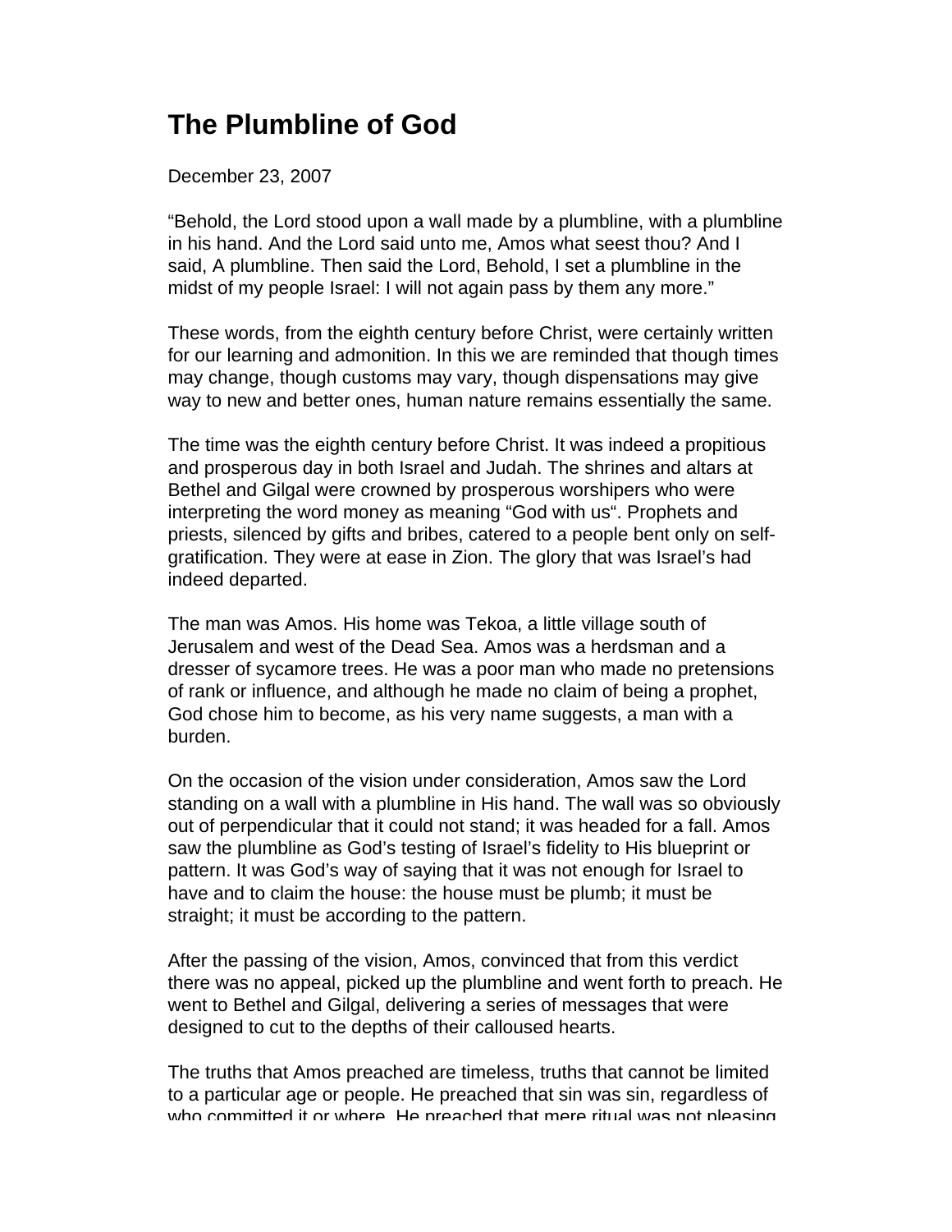# The Plumbline of God

December 23, 2007

“Behold, the Lord stood upon a wall made by a plumbline, with a plumbline in his hand. And the Lord said unto me, Amos what seest thou? And I said, A plumbline. Then said the Lord, Behold, I set a plumbline in the midst of my people Israel: I will not again pass by them any more.”

These words, from the eighth century before Christ, were certainly written for our learning and admonition. In this we are reminded that though times may change, though customs may vary, though dispensations may give way to new and better ones, human nature remains essentially the same.

The time was the eighth century before Christ. It was indeed a propitious and prosperous day in both Israel and Judah. The shrines and altars at Bethel and Gilgal were crowned by prosperous worshipers who were interpreting the word money as meaning “God with us“. Prophets and priests, silenced by gifts and bribes, catered to a people bent only on self-gratification. They were at ease in Zion. The glory that was Israel’s had indeed departed.

The man was Amos. His home was Tekoa, a little village south of Jerusalem and west of the Dead Sea. Amos was a herdsman and a dresser of sycamore trees. He was a poor man who made no pretensions of rank or influence, and although he made no claim of being a prophet, God chose him to become, as his very name suggests, a man with a burden.

On the occasion of the vision under consideration, Amos saw the Lord standing on a wall with a plumbline in His hand. The wall was so obviously out of perpendicular that it could not stand; it was headed for a fall. Amos saw the plumbline as God’s testing of Israel’s fidelity to His blueprint or pattern. It was God’s way of saying that it was not enough for Israel to have and to claim the house: the house must be plumb; it must be straight; it must be according to the pattern.

After the passing of the vision, Amos, convinced that from this verdict there was no appeal, picked up the plumbline and went forth to preach. He went to Bethel and Gilgal, delivering a series of messages that were designed to cut to the depths of their calloused hearts.

The truths that Amos preached are timeless, truths that cannot be limited to a particular age or people. He preached that sin was sin, regardless of who committed it or where. He preached that mere ritual was not pleasing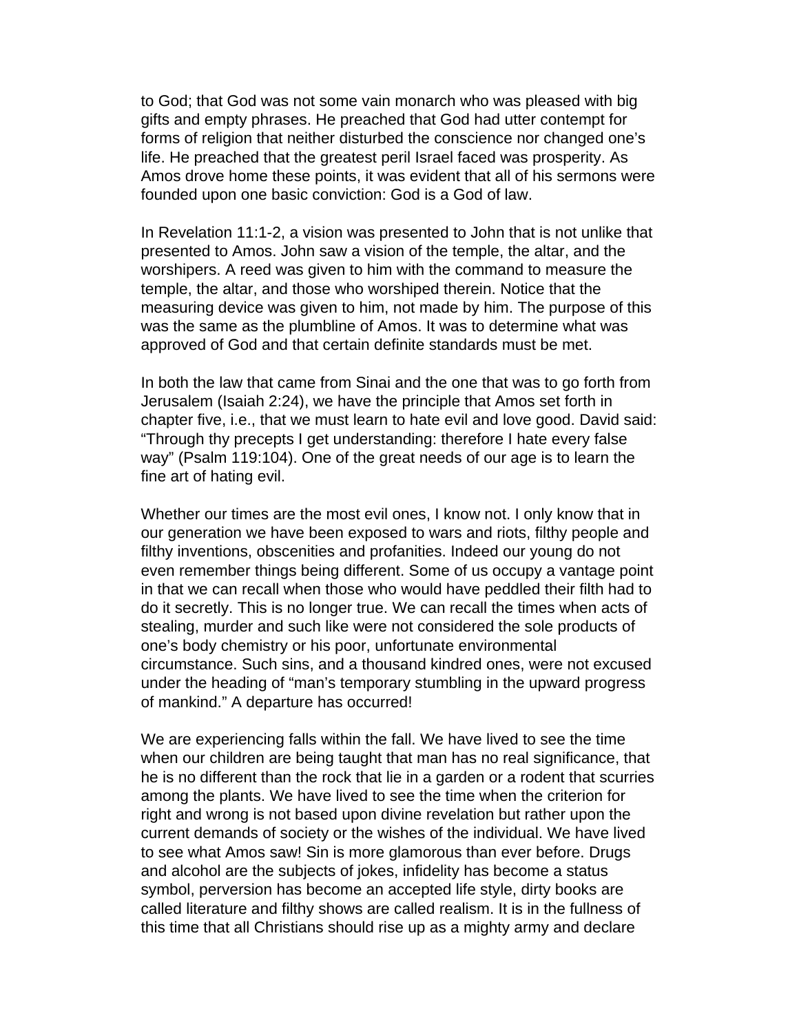to God; that God was not some vain monarch who was pleased with big gifts and empty phrases. He preached that God had utter contempt for forms of religion that neither disturbed the conscience nor changed one's life. He preached that the greatest peril Israel faced was prosperity. As Amos drove home these points, it was evident that all of his sermons were founded upon one basic conviction: God is a God of law.

In Revelation 11:1-2, a vision was presented to John that is not unlike that presented to Amos. John saw a vision of the temple, the altar, and the worshipers. A reed was given to him with the command to measure the temple, the altar, and those who worshiped therein. Notice that the measuring device was given to him, not made by him. The purpose of this was the same as the plumbline of Amos. It was to determine what was approved of God and that certain definite standards must be met.

In both the law that came from Sinai and the one that was to go forth from Jerusalem (Isaiah 2:24), we have the principle that Amos set forth in chapter five, i.e., that we must learn to hate evil and love good. David said: "Through thy precepts I get understanding: therefore I hate every false way" (Psalm 119:104). One of the great needs of our age is to learn the fine art of hating evil.

Whether our times are the most evil ones, I know not. I only know that in our generation we have been exposed to wars and riots, filthy people and filthy inventions, obscenities and profanities. Indeed our young do not even remember things being different. Some of us occupy a vantage point in that we can recall when those who would have peddled their filth had to do it secretly. This is no longer true. We can recall the times when acts of stealing, murder and such like were not considered the sole products of one's body chemistry or his poor, unfortunate environmental circumstance. Such sins, and a thousand kindred ones, were not excused under the heading of "man's temporary stumbling in the upward progress of mankind." A departure has occurred!

We are experiencing falls within the fall. We have lived to see the time when our children are being taught that man has no real significance, that he is no different than the rock that lie in a garden or a rodent that scurries among the plants. We have lived to see the time when the criterion for right and wrong is not based upon divine revelation but rather upon the current demands of society or the wishes of the individual. We have lived to see what Amos saw! Sin is more glamorous than ever before. Drugs and alcohol are the subjects of jokes, infidelity has become a status symbol, perversion has become an accepted life style, dirty books are called literature and filthy shows are called realism. It is in the fullness of this time that all Christians should rise up as a mighty army and declare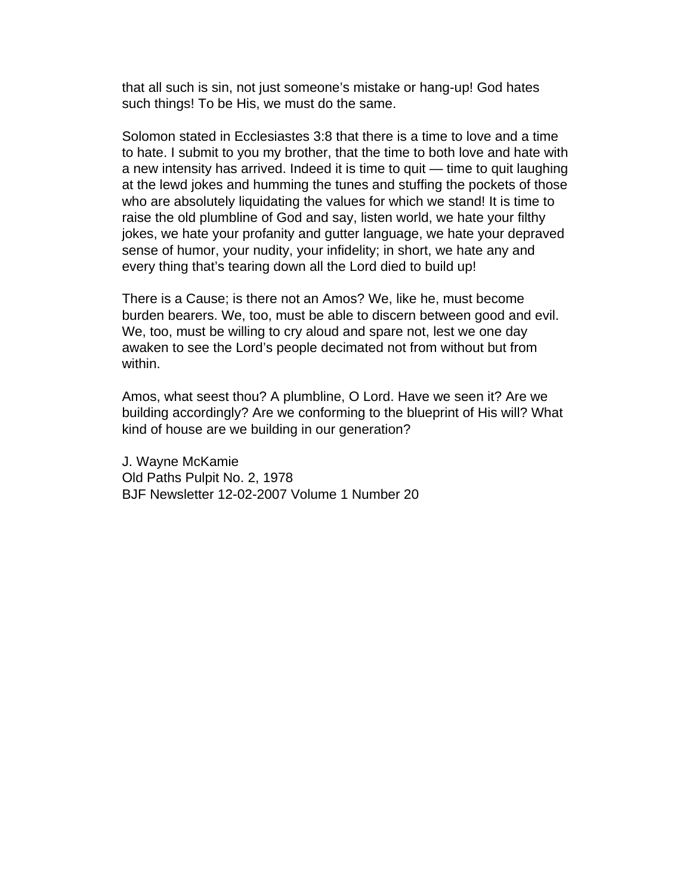that all such is sin, not just someone's mistake or hang-up! God hates such things! To be His, we must do the same.

Solomon stated in Ecclesiastes 3:8 that there is a time to love and a time to hate. I submit to you my brother, that the time to both love and hate with a new intensity has arrived. Indeed it is time to quit — time to quit laughing at the lewd jokes and humming the tunes and stuffing the pockets of those who are absolutely liquidating the values for which we stand! It is time to raise the old plumbline of God and say, listen world, we hate your filthy jokes, we hate your profanity and gutter language, we hate your depraved sense of humor, your nudity, your infidelity; in short, we hate any and every thing that's tearing down all the Lord died to build up!

There is a Cause; is there not an Amos? We, like he, must become burden bearers. We, too, must be able to discern between good and evil. We, too, must be willing to cry aloud and spare not, lest we one day awaken to see the Lord's people decimated not from without but from within.

Amos, what seest thou? A plumbline, O Lord. Have we seen it? Are we building accordingly? Are we conforming to the blueprint of His will? What kind of house are we building in our generation?

J. Wayne McKamie
Old Paths Pulpit No. 2, 1978
BJF Newsletter 12-02-2007 Volume 1 Number 20